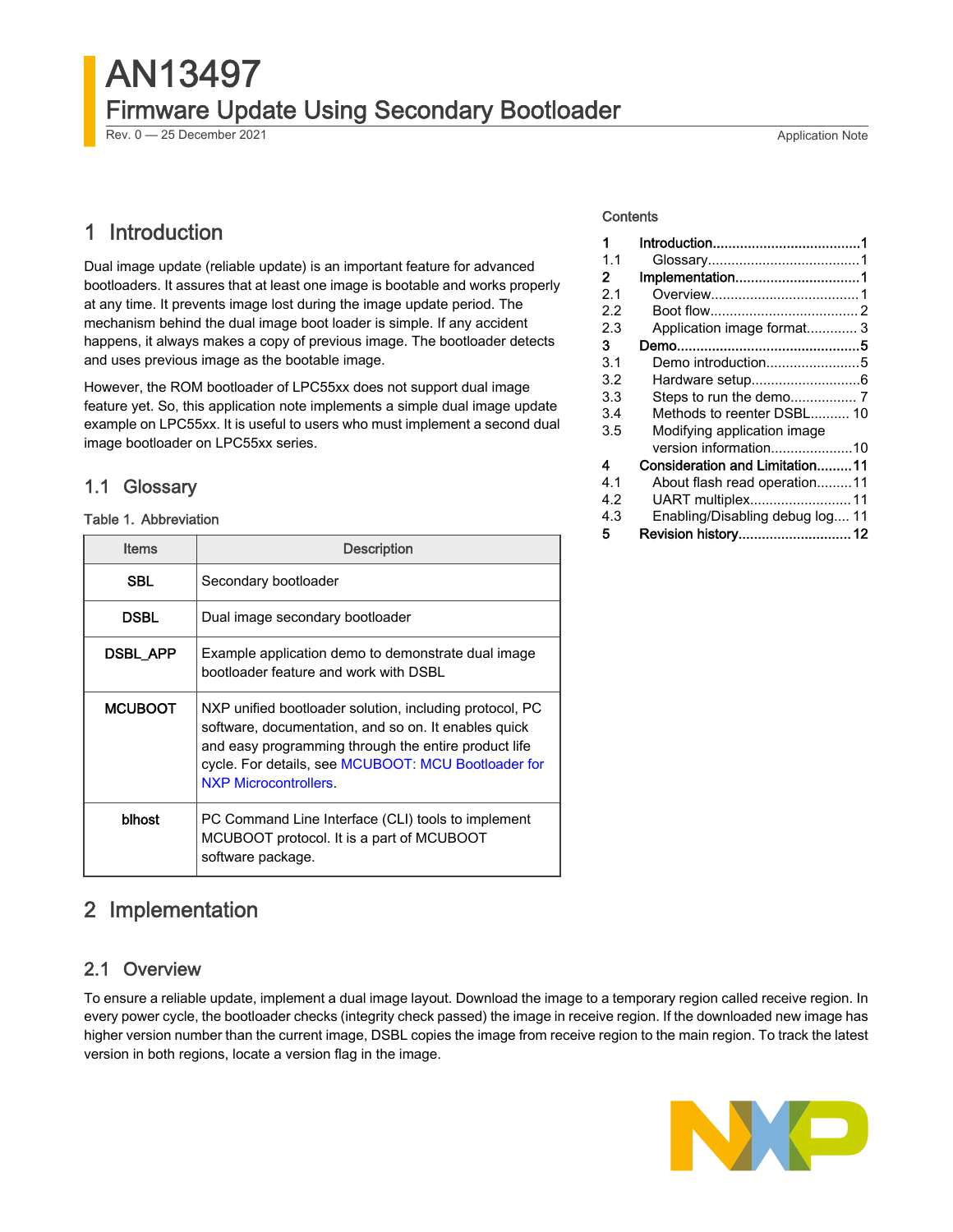# AN13497

## Firmware Update Using Secondary Bootloader

Rev. 0 — 25 December 2021 Application Note

Contents

| | |
|---|---|
| 1 | Introduction......1 |
| 1.1 | Glossary......1 |
| 2 | Implementation......1 |
| 2.1 | Overview......1 |
| 2.2 | Boot flow......2 |
| 2.3 | Application image format......3 |
| 3 | Demo......5 |
| 3.1 | Demo introduction......5 |
| 3.2 | Hardware setup......6 |
| 3.3 | Steps to run the demo......7 |
| 3.4 | Methods to reenter DSBL......10 |
| 3.5 | Modifying application image version information......10 |
| 4 | Consideration and Limitation......11 |
| 4.1 | About flash read operation......11 |
| 4.2 | UART multiplex......11 |
| 4.3 | Enabling/Disabling debug log......11 |
| 5 | Revision history......12 |

## 1 Introduction

Dual image update (reliable update) is an important feature for advanced bootloaders. It assures that at least one image is bootable and works properly at any time. It prevents image lost during the image update period. The mechanism behind the dual image boot loader is simple. If any accident happens, it always makes a copy of previous image. The bootloader detects and uses previous image as the bootable image.

However, the ROM bootloader of LPC55xx does not support dual image feature yet. So, this application note implements a simple dual image update example on LPC55xx. It is useful to users who must implement a second dual image bootloader on LPC55xx series.

### 1.1 Glossary

Table 1. Abbreviation

| Items | Description |
|---|---|
| **SBL** | Secondary bootloader |
| **DSBL** | Dual image secondary bootloader |
| **DSBL_APP** | Example application demo to demonstrate dual image bootloader feature and work with DSBL |
| **MCUBOOT** | NXP unified bootloader solution, including protocol, PC software, documentation, and so on. It enables quick and easy programming through the entire product life cycle. For details, see MCUBOOT: MCU Bootloader for NXP Microcontrollers. |
| **blhost** | PC Command Line Interface (CLI) tools to implement MCUBOOT protocol. It is a part of MCUBOOT software package. |

## 2 Implementation

### 2.1 Overview

To ensure a reliable update, implement a dual image layout. Download the image to a temporary region called receive region. In every power cycle, the bootloader checks (integrity check passed) the image in receive region. If the downloaded new image has higher version number than the current image, DSBL copies the image from receive region to the main region. To track the latest version in both regions, locate a version flag in the image.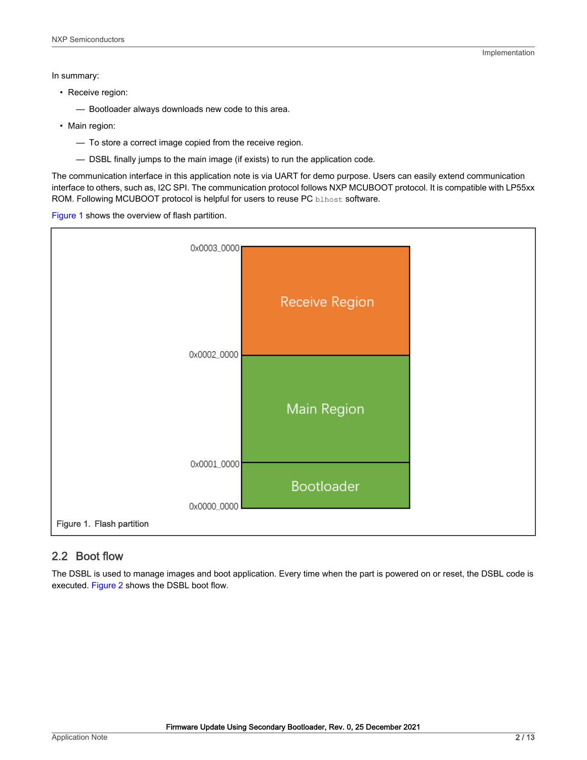In summary:

- Receive region:
  - — Bootloader always downloads new code to this area.
- Main region:
  - — To store a correct image copied from the receive region.
  - — DSBL finally jumps to the main image (if exists) to run the application code.

The communication interface in this application note is via UART for demo purpose. Users can easily extend communication interface to others, such as, I2C SPI. The communication protocol follows NXP MCUBOOT protocol. It is compatible with LP55xx ROM. Following MCUBOOT protocol is helpful for users to reuse PC `blhost` software.

Figure 1 shows the overview of flash partition.

Figure 1. Flash partition

## 2.2 Boot flow

The DSBL is used to manage images and boot application. Every time when the part is powered on or reset, the DSBL code is executed. Figure 2 shows the DSBL boot flow.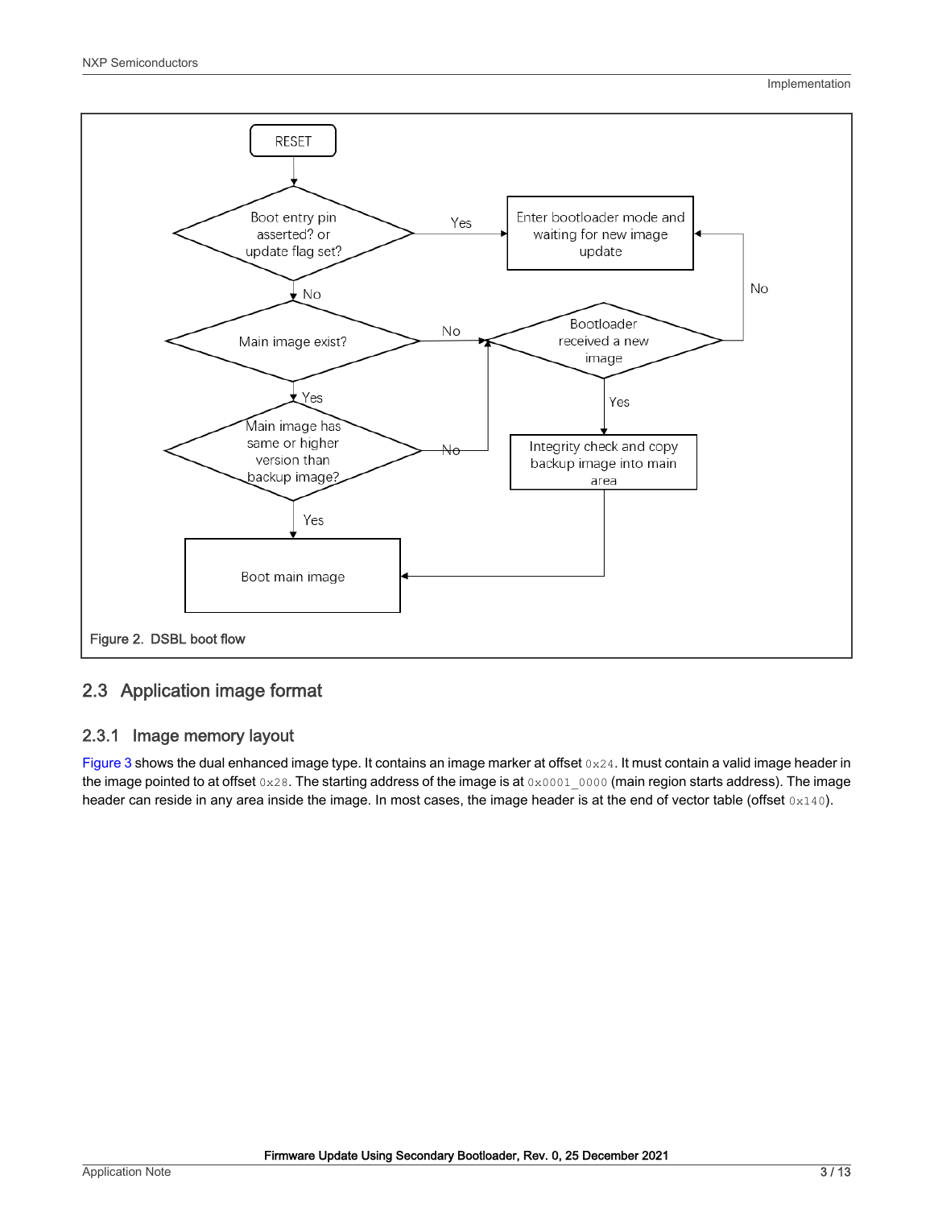RESET

Boot entry pin asserted? or update flag set?

Yes → Enter bootloader mode and waiting for new image update

No

Main image exist?

No → Bootloader received a new image

No (Bootloader received a new image) → Enter bootloader mode and waiting for new image update

Yes (Bootloader received a new image) → Integrity check and copy backup image into main area

Yes (Main image exist?)

Main image has same or higher version than backup image?

No → Bootloader received a new image

Yes

Boot main image

Figure 2. DSBL boot flow

## 2.3 Application image format

### 2.3.1 Image memory layout

Figure 3 shows the dual enhanced image type. It contains an image marker at offset `0x24`. It must contain a valid image header in the image pointed to at offset `0x28`. The starting address of the image is at `0x0001_0000` (main region starts address). The image header can reside in any area inside the image. In most cases, the image header is at the end of vector table (offset `0x140`).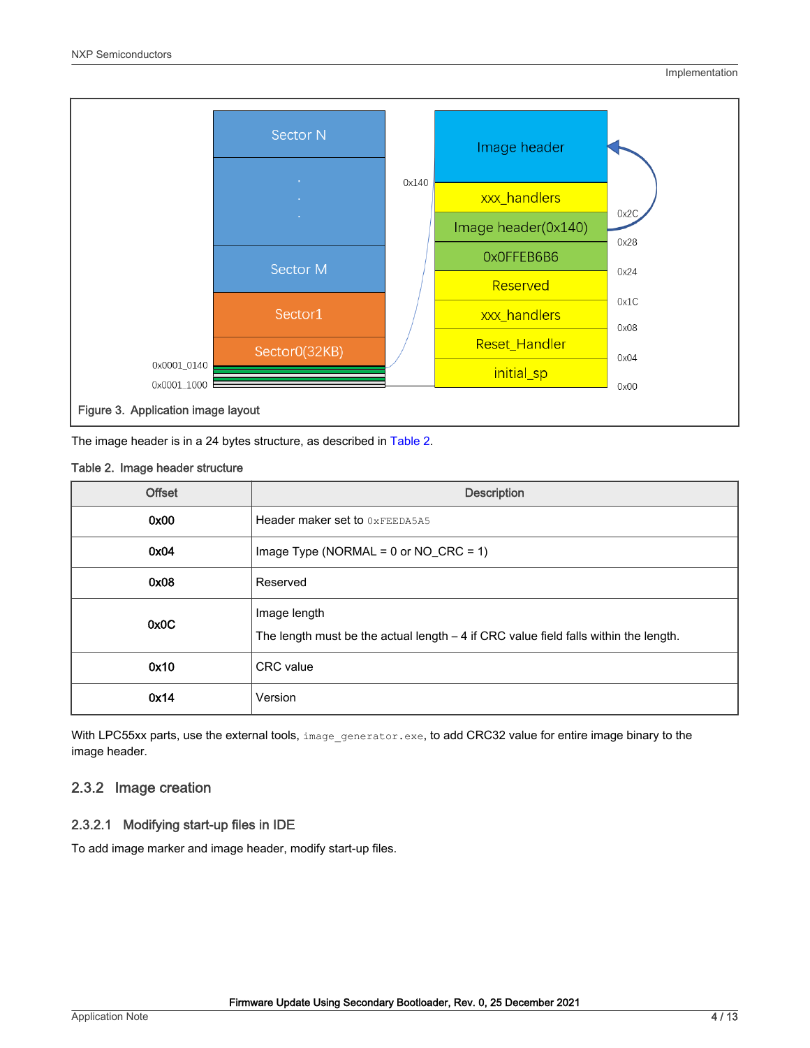Figure 3. Application image layout

The image header is in a 24 bytes structure, as described in Table 2.

Table 2. Image header structure

| Offset | Description |
|---|---|
| 0x00 | Header maker set to 0xFEEDA5A5 |
| 0x04 | Image Type (NORMAL = 0 or NO_CRC = 1) |
| 0x08 | Reserved |
| 0x0C | Image length<br>The length must be the actual length – 4 if CRC value field falls within the length. |
| 0x10 | CRC value |
| 0x14 | Version |

With LPC55xx parts, use the external tools, `image_generator.exe`, to add CRC32 value for entire image binary to the image header.

### 2.3.2 Image creation

#### 2.3.2.1 Modifying start-up files in IDE

To add image marker and image header, modify start-up files.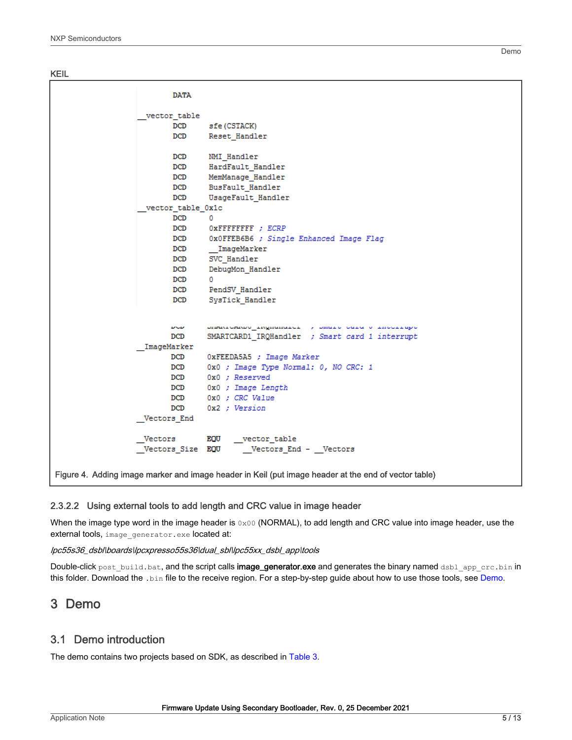KEIL

```
        DATA

__vector_table
        DCD     sfe(CSTACK)
        DCD     Reset_Handler

        DCD     NMI_Handler
        DCD     HardFault_Handler
        DCD     MemManage_Handler
        DCD     BusFault_Handler
        DCD     UsageFault_Handler
__vector_table_0x1c
        DCD     0
        DCD     0xFFFFFFFF ; ECRP
        DCD     0x0FFEB6B6 ; Single Enhanced Image Flag
        DCD     __ImageMarker
        DCD     SVC_Handler
        DCD     DebugMon_Handler
        DCD     0
        DCD     PendSV_Handler
        DCD     SysTick_Handler


        DCD     SMARTCARD1_IRQHandler  ; Smart card 1 interrupt
__ImageMarker
        DCD     0xFEEDA5A5 ; Image Marker
        DCD     0x0 ; Image Type Normal: 0, NO CRC: 1
        DCD     0x0 ; Reserved
        DCD     0x0 ; Image Length
        DCD     0x0 ; CRC Value
        DCD     0x2 ; Version
__Vectors_End

__Vectors       EQU   __vector_table
__Vectors_Size  EQU     __Vectors_End - __Vectors
```

Figure 4. Adding image marker and image header in Keil (put image header at the end of vector table)

#### 2.3.2.2 Using external tools to add length and CRC value in image header

When the image type word in the image header is `0x00` (NORMAL), to add length and CRC value into image header, use the external tools, `image_generator.exe` located at:

*lpc55s36_dsbl\boards\lpcxpresso55s36\dual_sbl\lpc55xx_dsbl_app\tools*

Double-click `post_build.bat`, and the script calls **image_generator.exe** and generates the binary named `dsbl_app_crc.bin` in this folder. Download the `.bin` file to the receive region. For a step-by-step guide about how to use those tools, see Demo.

# 3 Demo

## 3.1 Demo introduction

The demo contains two projects based on SDK, as described in Table 3.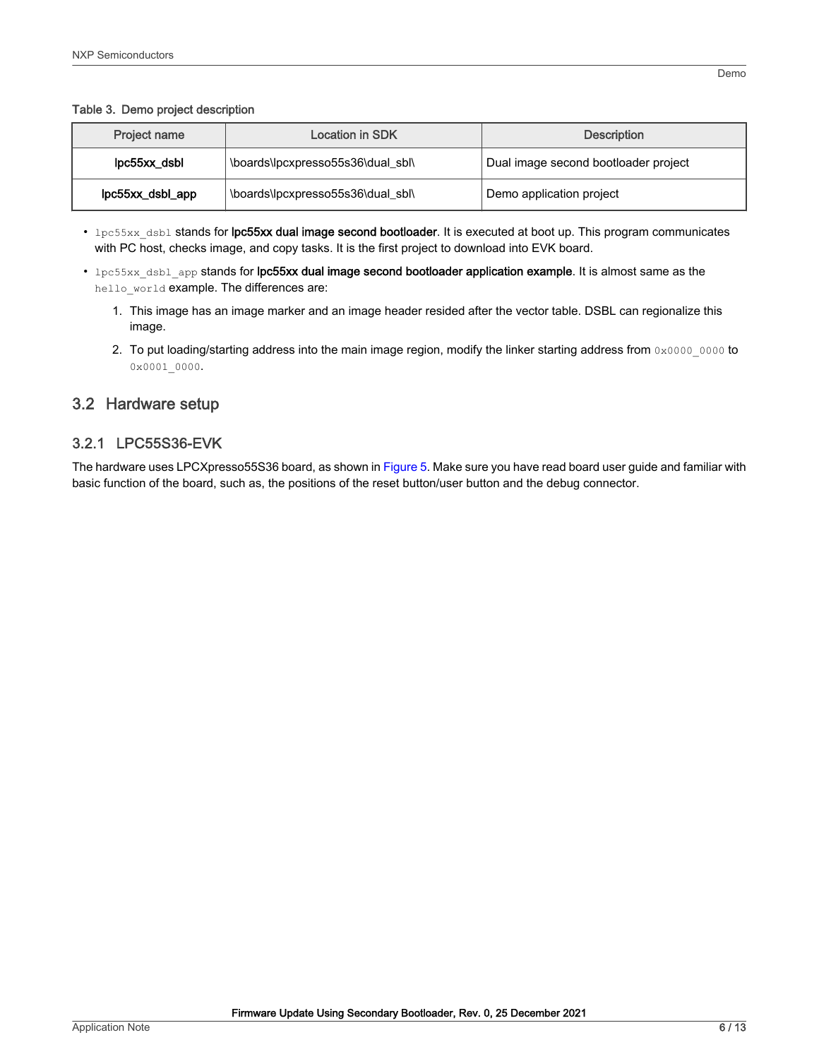Table 3. Demo project description

| Project name | Location in SDK | Description |
| --- | --- | --- |
| **lpc55xx_dsbl** | \boards\lpcxpresso55s36\dual_sbl\ | Dual image second bootloader project |
| **lpc55xx_dsbl_app** | \boards\lpcxpresso55s36\dual_sbl\ | Demo application project |

- `lpc55xx_dsbl` stands for **lpc55xx dual image second bootloader**. It is executed at boot up. This program communicates with PC host, checks image, and copy tasks. It is the first project to download into EVK board.
- `lpc55xx_dsbl_app` stands for **lpc55xx dual image second bootloader application example**. It is almost same as the `hello_world` example. The differences are:
  1. This image has an image marker and an image header resided after the vector table. DSBL can regionalize this image.
  2. To put loading/starting address into the main image region, modify the linker starting address from `0x0000_0000` to `0x0001_0000`.

## 3.2 Hardware setup

### 3.2.1 LPC55S36-EVK

The hardware uses LPCXpresso55S36 board, as shown in Figure 5. Make sure you have read board user guide and familiar with basic function of the board, such as, the positions of the reset button/user button and the debug connector.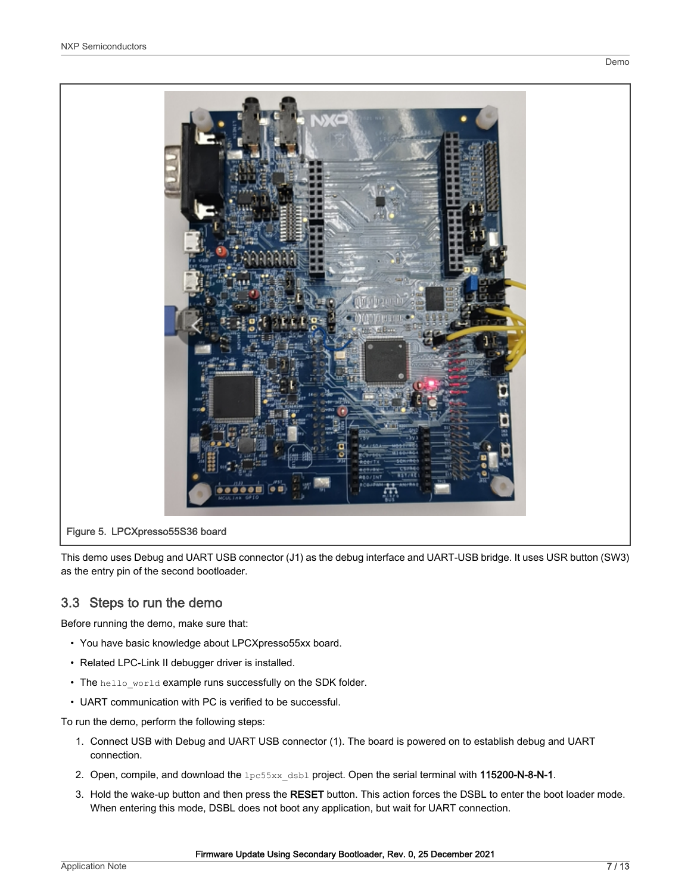Figure 5. LPCXpresso55S36 board

This demo uses Debug and UART USB connector (J1) as the debug interface and UART-USB bridge. It uses USR button (SW3) as the entry pin of the second bootloader.

## 3.3 Steps to run the demo

Before running the demo, make sure that:

- You have basic knowledge about LPCXpresso55xx board.
- Related LPC-Link II debugger driver is installed.
- The `hello_world` example runs successfully on the SDK folder.
- UART communication with PC is verified to be successful.

To run the demo, perform the following steps:

1. Connect USB with Debug and UART USB connector (1). The board is powered on to establish debug and UART connection.
2. Open, compile, and download the `lpc55xx_dsbl` project. Open the serial terminal with **115200-N-8-N-1**.
3. Hold the wake-up button and then press the **RESET** button. This action forces the DSBL to enter the boot loader mode. When entering this mode, DSBL does not boot any application, but wait for UART connection.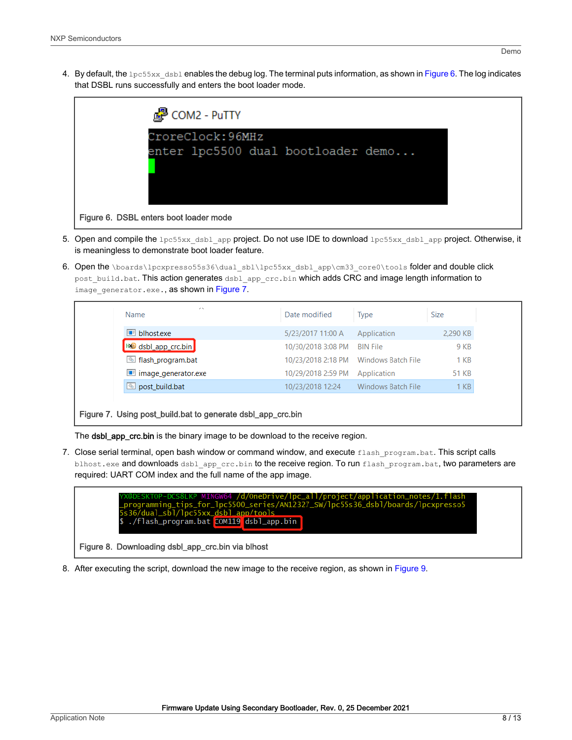4. By default, the `lpc55xx_dsbl` enables the debug log. The terminal puts information, as shown in Figure 6. The log indicates that DSBL runs successfully and enters the boot loader mode.

```
CroreClock:96MHz
enter lpc5500 dual bootloader demo...
```

Figure 6. DSBL enters boot loader mode

5. Open and compile the `lpc55xx_dsbl_app` project. Do not use IDE to download `lpc55xx_dsbl_app` project. Otherwise, it is meaningless to demonstrate boot loader feature.
6. Open the `\boards\lpcxpresso55s36\dual_sbl\lpc55xx_dsbl_app\cm33_core0\tools` folder and double click `post_build.bat`. This action generates `dsbl_app_crc.bin` which adds CRC and image length information to `image_generator.exe`., as shown in Figure 7.

| Name | Date modified | Type | Size |
|---|---|---|---|
| blhost.exe | 5/23/2017 11:00 A | Application | 2,290 KB |
| dsbl_app_crc.bin | 10/30/2018 3:08 PM | BIN File | 9 KB |
| flash_program.bat | 10/23/2018 2:18 PM | Windows Batch File | 1 KB |
| image_generator.exe | 10/29/2018 2:59 PM | Application | 51 KB |
| post_build.bat | 10/23/2018 12:24 | Windows Batch File | 1 KB |

Figure 7. Using post_build.bat to generate dsbl_app_crc.bin

The **dsbl_app_crc.bin** is the binary image to be download to the receive region.

7. Close serial terminal, open bash window or command window, and execute `flash_program.bat`. This script calls `blhost.exe` and downloads `dsbl_app_crc.bin` to the receive region. To run `flash_program.bat`, two parameters are required: UART COM index and the full name of the app image.

```
YX@DESKTOP-DCS8LKP MINGW64 /d/OneDrive/lpc_all/project/application_notes/1.flash_programming_tips_for_lpc5500_series/AN12327_SW/lpc55s36_dsbl/boards/lpcxpresso55s36/dual_sbl/lpc55xx_dsbl_app/tools
$ ./flash_program.bat COM119 dsbl_app.bin
```

Figure 8. Downloading dsbl_app_crc.bin via blhost

8. After executing the script, download the new image to the receive region, as shown in Figure 9.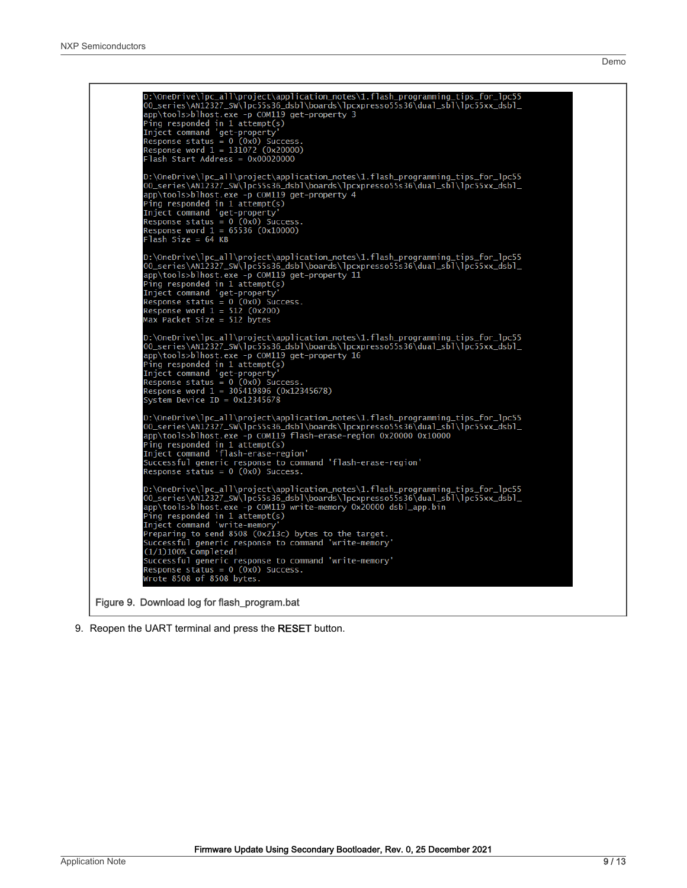```
D:\OneDrive\lpc_all\project\application_notes\1.flash_programming_tips_for_lpc55
00_series\AN12327_SW\lpc55s36_dsbl\boards\lpcxpresso55s36\dual_sbl\lpc55xx_dsbl_
app\tools>blhost.exe -p COM119 get-property 3
Ping responded in 1 attempt(s)
Inject command 'get-property'
Response status = 0 (0x0) Success.
Response word 1 = 131072 (0x20000)
Flash Start Address = 0x00020000

D:\OneDrive\lpc_all\project\application_notes\1.flash_programming_tips_for_lpc55
00_series\AN12327_SW\lpc55s36_dsbl\boards\lpcxpresso55s36\dual_sbl\lpc55xx_dsbl_
app\tools>blhost.exe -p COM119 get-property 4
Ping responded in 1 attempt(s)
Inject command 'get-property'
Response status = 0 (0x0) Success.
Response word 1 = 65536 (0x10000)
Flash Size = 64 KB

D:\OneDrive\lpc_all\project\application_notes\1.flash_programming_tips_for_lpc55
00_series\AN12327_SW\lpc55s36_dsbl\boards\lpcxpresso55s36\dual_sbl\lpc55xx_dsbl_
app\tools>blhost.exe -p COM119 get-property 11
Ping responded in 1 attempt(s)
Inject command 'get-property'
Response status = 0 (0x0) Success.
Response word 1 = 512 (0x200)
Max Packet Size = 512 bytes

D:\OneDrive\lpc_all\project\application_notes\1.flash_programming_tips_for_lpc55
00_series\AN12327_SW\lpc55s36_dsbl\boards\lpcxpresso55s36\dual_sbl\lpc55xx_dsbl_
app\tools>blhost.exe -p COM119 get-property 16
Ping responded in 1 attempt(s)
Inject command 'get-property'
Response status = 0 (0x0) Success.
Response word 1 = 305419896 (0x12345678)
System Device ID = 0x12345678

D:\OneDrive\lpc_all\project\application_notes\1.flash_programming_tips_for_lpc55
00_series\AN12327_SW\lpc55s36_dsbl\boards\lpcxpresso55s36\dual_sbl\lpc55xx_dsbl_
app\tools>blhost.exe -p COM119 flash-erase-region 0x20000 0x10000
Ping responded in 1 attempt(s)
Inject command 'flash-erase-region'
Successful generic response to command 'flash-erase-region'
Response status = 0 (0x0) Success.

D:\OneDrive\lpc_all\project\application_notes\1.flash_programming_tips_for_lpc55
00_series\AN12327_SW\lpc55s36_dsbl\boards\lpcxpresso55s36\dual_sbl\lpc55xx_dsbl_
app\tools>blhost.exe -p COM119 write-memory 0x20000 dsbl_app.bin
Ping responded in 1 attempt(s)
Inject command 'write-memory'
Preparing to send 8508 (0x213c) bytes to the target.
Successful generic response to command 'write-memory'
(1/1)100% Completed!
Successful generic response to command 'write-memory'
Response status = 0 (0x0) Success.
Wrote 8508 of 8508 bytes.
```

Figure 9. Download log for flash_program.bat

9. Reopen the UART terminal and press the **RESET** button.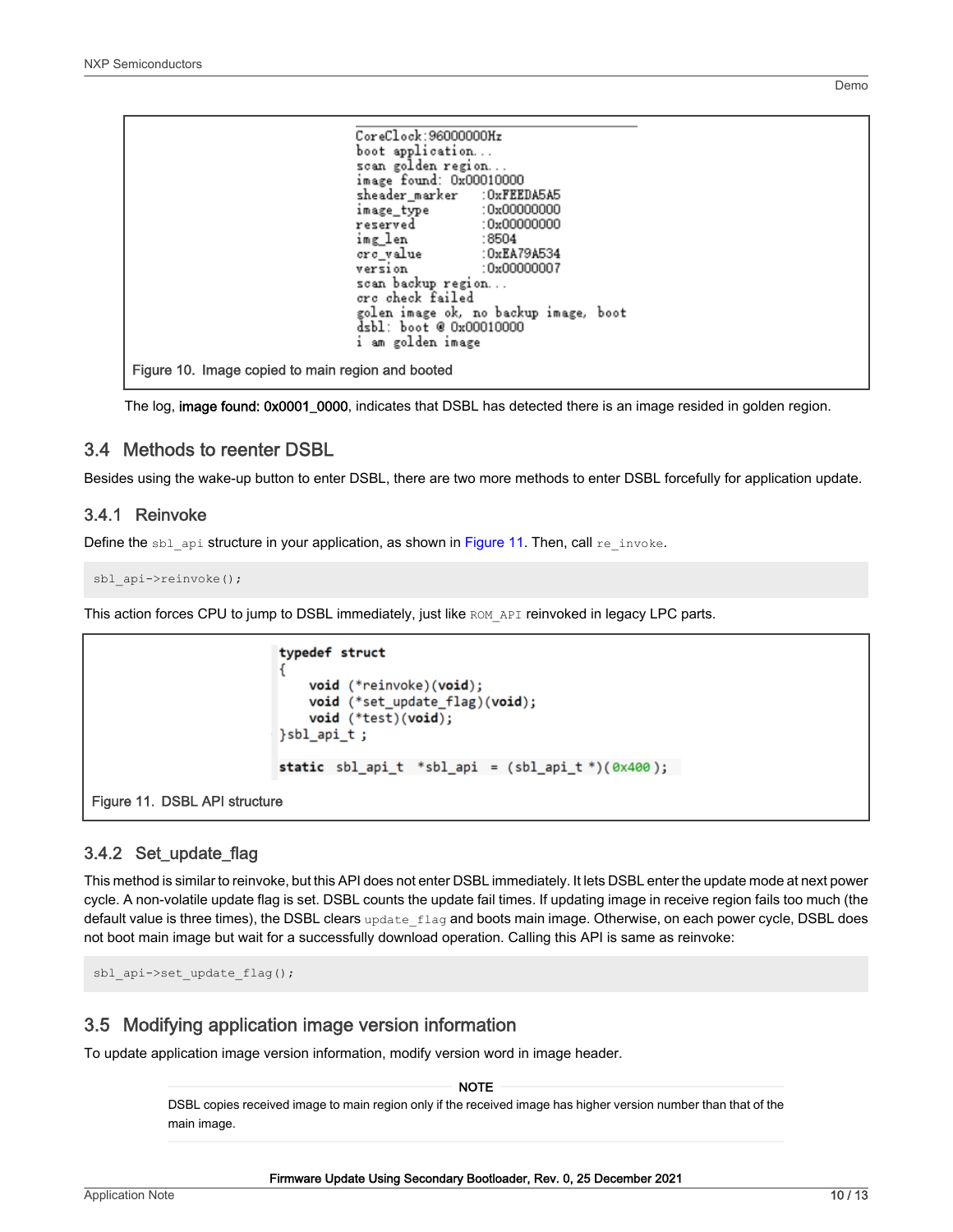```
CoreClock:96000000Hz
boot application...
scan golden region...
image found: 0x00010000
sheader_marker    :0xFEEDA5A5
image_type        :0x00000000
reserved          :0x00000000
img_len           :8504
crc_value         :0xEA79A534
version           :0x00000007
scan backup region...
crc check failed
golen image ok, no backup image, boot
dsbl: boot @ 0x00010000
i am golden image
```

Figure 10. Image copied to main region and booted

The log, **image found: 0x0001_0000**, indicates that DSBL has detected there is an image resided in golden region.

## 3.4 Methods to reenter DSBL

Besides using the wake-up button to enter DSBL, there are two more methods to enter DSBL forcefully for application update.

### 3.4.1 Reinvoke

Define the `sbl_api` structure in your application, as shown in Figure 11. Then, call `re_invoke`.

```
sbl_api->reinvoke();
```

This action forces CPU to jump to DSBL immediately, just like `ROM_API` reinvoked in legacy LPC parts.

```
typedef struct
{
    void (*reinvoke)(void);
    void (*set_update_flag)(void);
    void (*test)(void);
}sbl_api_t ;

static sbl_api_t  *sbl_api  = (sbl_api_t *)(0x400);
```

Figure 11. DSBL API structure

### 3.4.2 Set_update_flag

This method is similar to reinvoke, but this API does not enter DSBL immediately. It lets DSBL enter the update mode at next power cycle. A non-volatile update flag is set. DSBL counts the update fail times. If updating image in receive region fails too much (the default value is three times), the DSBL clears `update_flag` and boots main image. Otherwise, on each power cycle, DSBL does not boot main image but wait for a successfully download operation. Calling this API is same as reinvoke:

```
sbl_api->set_update_flag();
```

## 3.5 Modifying application image version information

To update application image version information, modify version word in image header.

**NOTE**

DSBL copies received image to main region only if the received image has higher version number than that of the main image.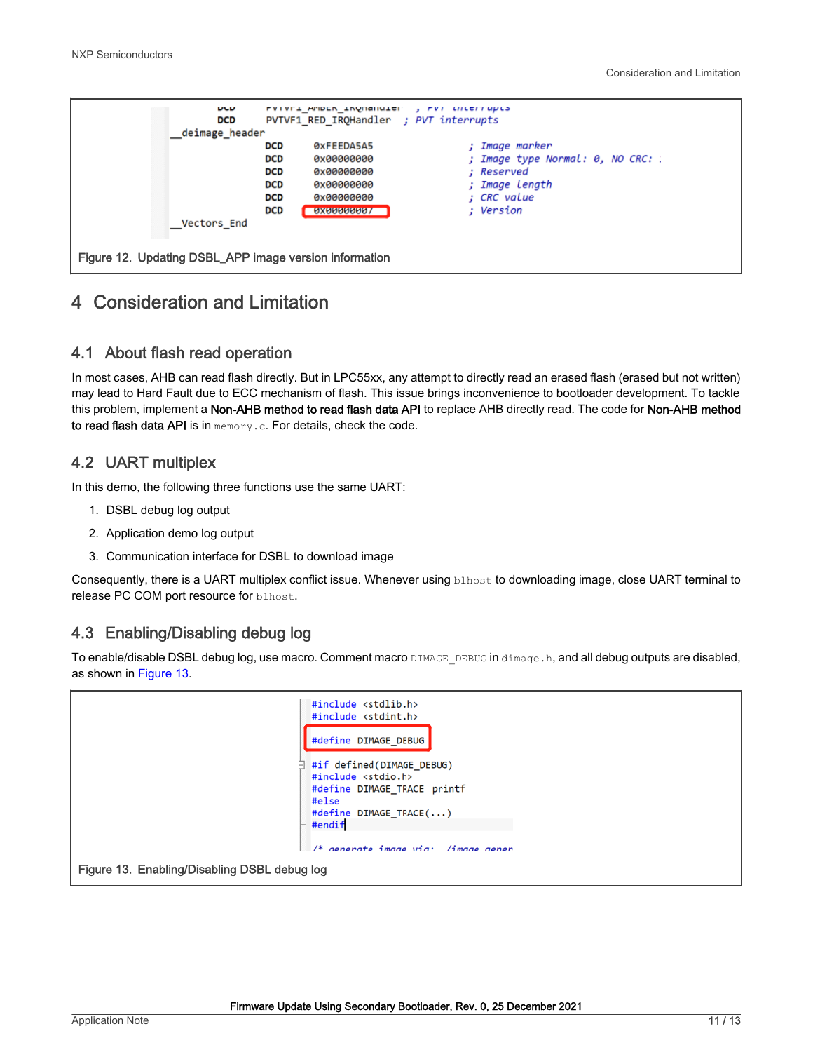```
    DCD     PVTVF1_AMBER_IRQHandler  ; PVT interrupts
    DCD     PVTVF1_RED_IRQHandler  ; PVT interrupts
__deimage_header
        DCD     0xFEEDA5A5              ; Image marker
        DCD     0x00000000              ; Image type Normal: 0, NO CRC: .
        DCD     0x00000000              ; Reserved
        DCD     0x00000000              ; Image Length
        DCD     0x00000000              ; CRC value
        DCD     0x00000007              ; Version
__Vectors_End
```

Figure 12. Updating DSBL_APP image version information

# 4 Consideration and Limitation

## 4.1 About flash read operation

In most cases, AHB can read flash directly. But in LPC55xx, any attempt to directly read an erased flash (erased but not written) may lead to Hard Fault due to ECC mechanism of flash. This issue brings inconvenience to bootloader development. To tackle this problem, implement a **Non-AHB method to read flash data API** to replace AHB directly read. The code for **Non-AHB method to read flash data API** is in `memory.c`. For details, check the code.

## 4.2 UART multiplex

In this demo, the following three functions use the same UART:

1. DSBL debug log output
2. Application demo log output
3. Communication interface for DSBL to download image

Consequently, there is a UART multiplex conflict issue. Whenever using `blhost` to downloading image, close UART terminal to release PC COM port resource for `blhost`.

## 4.3 Enabling/Disabling debug log

To enable/disable DSBL debug log, use macro. Comment macro `DIMAGE_DEBUG` in `dimage.h`, and all debug outputs are disabled, as shown in Figure 13.

```
#include <stdlib.h>
#include <stdint.h>

#define DIMAGE_DEBUG

#if defined(DIMAGE_DEBUG)
#include <stdio.h>
#define DIMAGE_TRACE printf
#else
#define DIMAGE_TRACE(...)
#endif

/* generate image via: ./image_gener
```

Figure 13. Enabling/Disabling DSBL debug log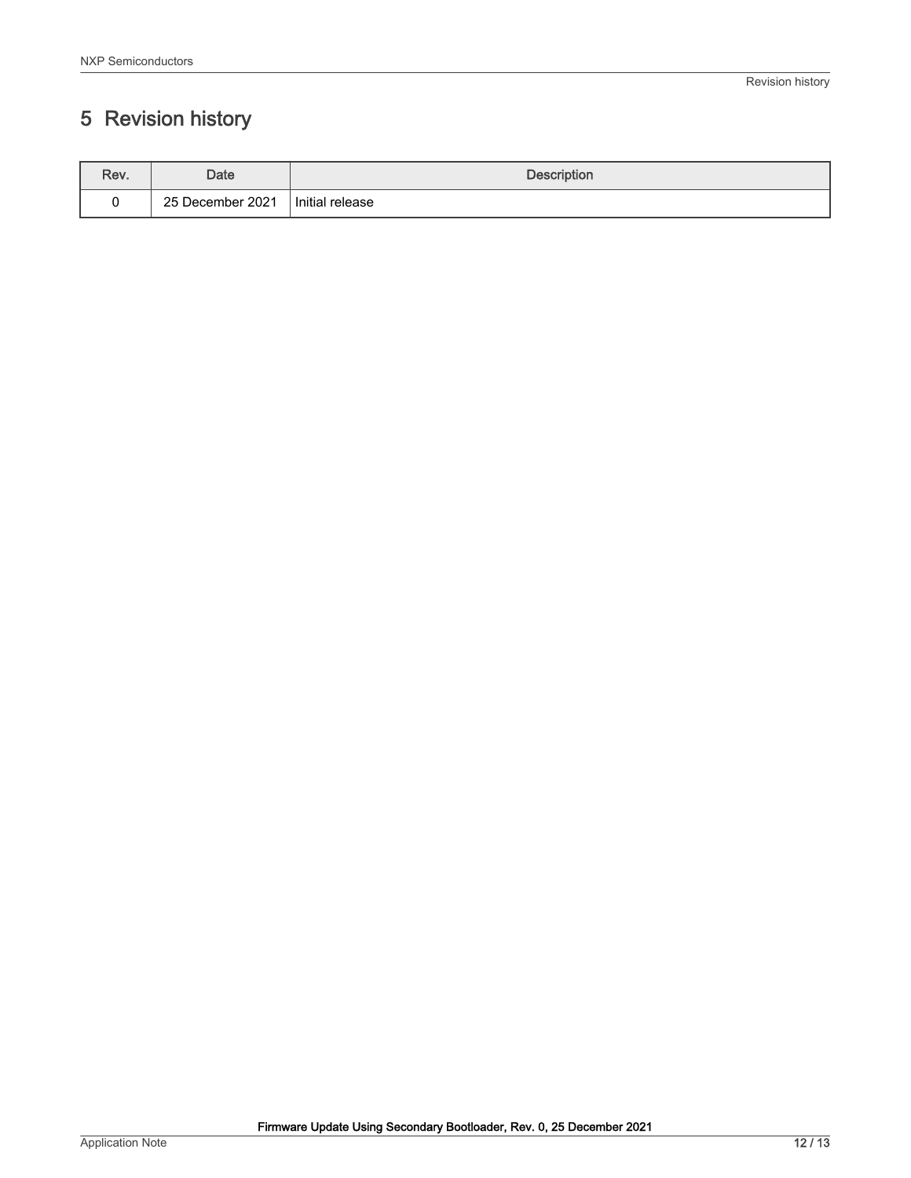# 5 Revision history

| Rev. | Date | Description |
| --- | --- | --- |
| 0 | 25 December 2021 | Initial release |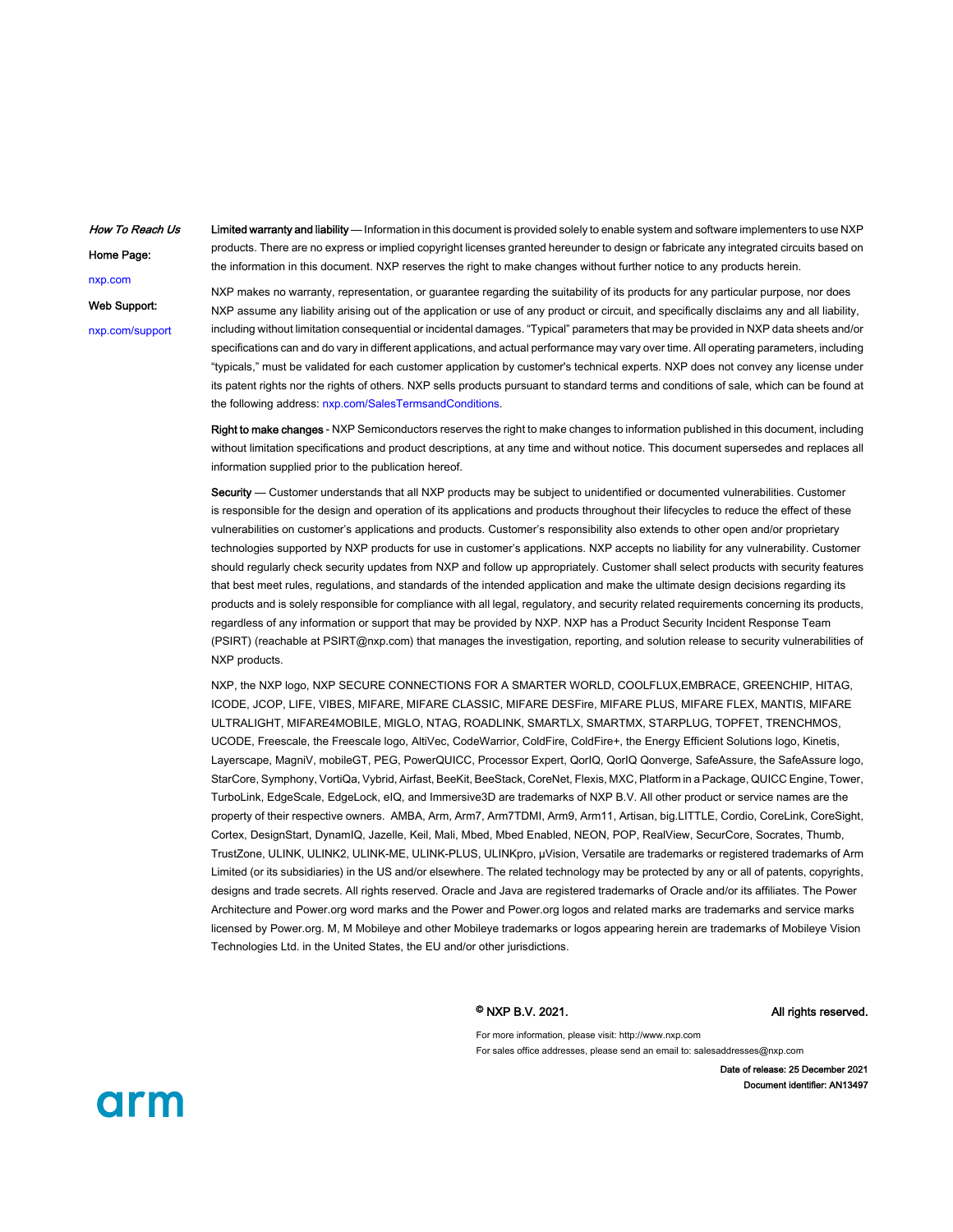*How To Reach Us*

**Home Page:**

nxp.com

**Web Support:**

nxp.com/support

**Limited warranty and liability** — Information in this document is provided solely to enable system and software implementers to use NXP products. There are no express or implied copyright licenses granted hereunder to design or fabricate any integrated circuits based on the information in this document. NXP reserves the right to make changes without further notice to any products herein.

NXP makes no warranty, representation, or guarantee regarding the suitability of its products for any particular purpose, nor does NXP assume any liability arising out of the application or use of any product or circuit, and specifically disclaims any and all liability, including without limitation consequential or incidental damages. "Typical" parameters that may be provided in NXP data sheets and/or specifications can and do vary in different applications, and actual performance may vary over time. All operating parameters, including "typicals," must be validated for each customer application by customer's technical experts. NXP does not convey any license under its patent rights nor the rights of others. NXP sells products pursuant to standard terms and conditions of sale, which can be found at the following address: nxp.com/SalesTermsandConditions.

**Right to make changes** - NXP Semiconductors reserves the right to make changes to information published in this document, including without limitation specifications and product descriptions, at any time and without notice. This document supersedes and replaces all information supplied prior to the publication hereof.

**Security** — Customer understands that all NXP products may be subject to unidentified or documented vulnerabilities. Customer is responsible for the design and operation of its applications and products throughout their lifecycles to reduce the effect of these vulnerabilities on customer's applications and products. Customer's responsibility also extends to other open and/or proprietary technologies supported by NXP products for use in customer's applications. NXP accepts no liability for any vulnerability. Customer should regularly check security updates from NXP and follow up appropriately. Customer shall select products with security features that best meet rules, regulations, and standards of the intended application and make the ultimate design decisions regarding its products and is solely responsible for compliance with all legal, regulatory, and security related requirements concerning its products, regardless of any information or support that may be provided by NXP. NXP has a Product Security Incident Response Team (PSIRT) (reachable at PSIRT@nxp.com) that manages the investigation, reporting, and solution release to security vulnerabilities of NXP products.

NXP, the NXP logo, NXP SECURE CONNECTIONS FOR A SMARTER WORLD, COOLFLUX,EMBRACE, GREENCHIP, HITAG, ICODE, JCOP, LIFE, VIBES, MIFARE, MIFARE CLASSIC, MIFARE DESFire, MIFARE PLUS, MIFARE FLEX, MANTIS, MIFARE ULTRALIGHT, MIFARE4MOBILE, MIGLO, NTAG, ROADLINK, SMARTLX, SMARTMX, STARPLUG, TOPFET, TRENCHMOS, UCODE, Freescale, the Freescale logo, AltiVec, CodeWarrior, ColdFire, ColdFire+, the Energy Efficient Solutions logo, Kinetis, Layerscape, MagniV, mobileGT, PEG, PowerQUICC, Processor Expert, QorIQ, QorIQ Qonverge, SafeAssure, the SafeAssure logo, StarCore, Symphony, VortiQa, Vybrid, Airfast, BeeKit, BeeStack, CoreNet, Flexis, MXC, Platform in a Package, QUICC Engine, Tower, TurboLink, EdgeScale, EdgeLock, eIQ, and Immersive3D are trademarks of NXP B.V. All other product or service names are the property of their respective owners. AMBA, Arm, Arm7, Arm7TDMI, Arm9, Arm11, Artisan, big.LITTLE, Cordio, CoreLink, CoreSight, Cortex, DesignStart, DynamIQ, Jazelle, Keil, Mali, Mbed, Mbed Enabled, NEON, POP, RealView, SecurCore, Socrates, Thumb, TrustZone, ULINK, ULINK2, ULINK-ME, ULINK-PLUS, ULINKpro, μVision, Versatile are trademarks or registered trademarks of Arm Limited (or its subsidiaries) in the US and/or elsewhere. The related technology may be protected by any or all of patents, copyrights, designs and trade secrets. All rights reserved. Oracle and Java are registered trademarks of Oracle and/or its affiliates. The Power Architecture and Power.org word marks and the Power and Power.org logos and related marks are trademarks and service marks licensed by Power.org. M, M Mobileye and other Mobileye trademarks or logos appearing herein are trademarks of Mobileye Vision Technologies Ltd. in the United States, the EU and/or other jurisdictions.

© NXP B.V. 2021. All rights reserved.

For more information, please visit: http://www.nxp.com

For sales office addresses, please send an email to: salesaddresses@nxp.com

**Date of release: 25 December 2021**

**Document identifier: AN13497**